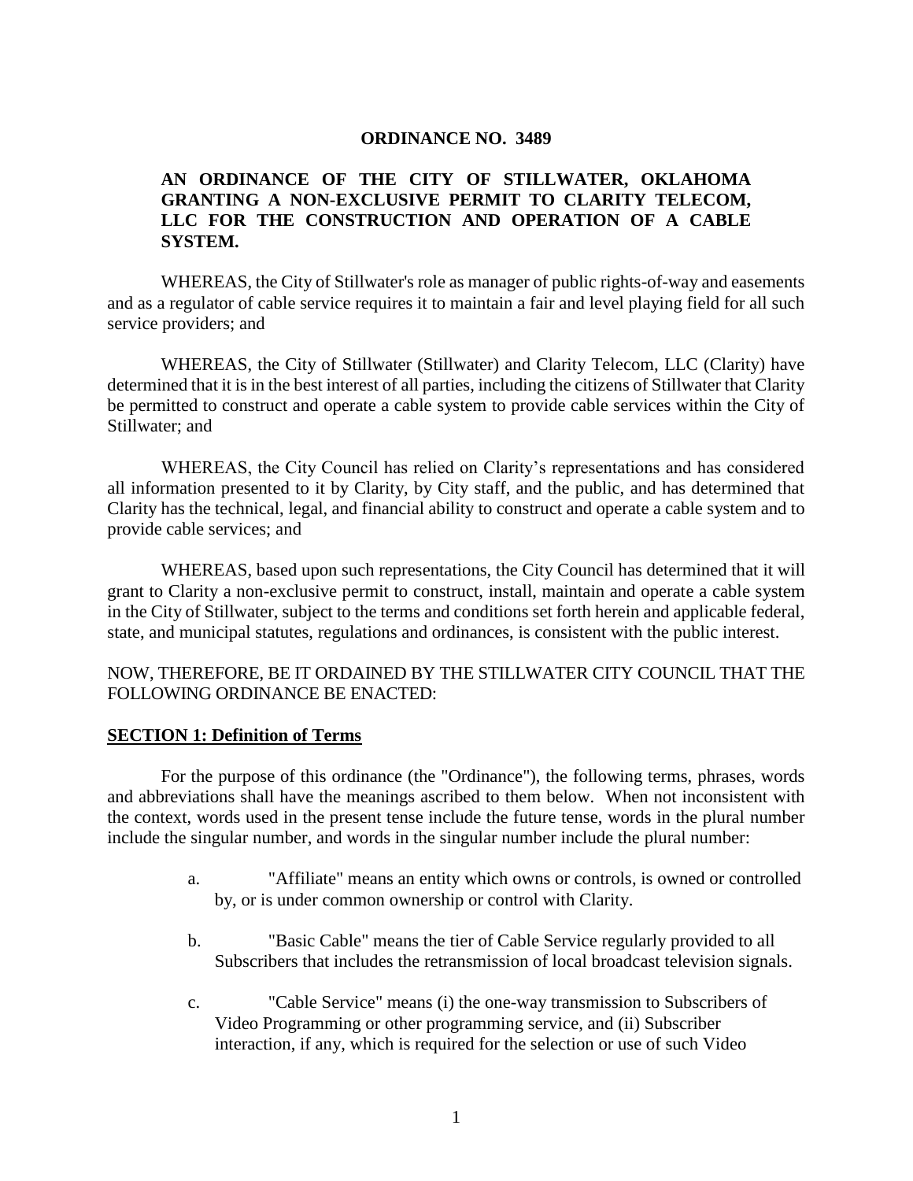**ORDINANCE NO. 3489**

**AN ORDINANCE OF THE CITY OF STILLWATER, OKLAHOMA GRANTING A NON-EXCLUSIVE PERMIT TO CLARITY TELECOM, LLC FOR THE CONSTRUCTION AND OPERATION OF A CABLE SYSTEM.**

WHEREAS, the City of Stillwater's role as manager of public rights-of-way and easements and as a regulator of cable service requires it to maintain a fair and level playing field for all such service providers; and

WHEREAS, the City of Stillwater (Stillwater) and Clarity Telecom, LLC (Clarity) have determined that it is in the best interest of all parties, including the citizens of Stillwater that Clarity be permitted to construct and operate a cable system to provide cable services within the City of Stillwater; and

WHEREAS, the City Council has relied on Clarity's representations and has considered all information presented to it by Clarity, by City staff, and the public, and has determined that Clarity has the technical, legal, and financial ability to construct and operate a cable system and to provide cable services; and

WHEREAS, based upon such representations, the City Council has determined that it will grant to Clarity a non-exclusive permit to construct, install, maintain and operate a cable system in the City of Stillwater, subject to the terms and conditions set forth herein and applicable federal, state, and municipal statutes, regulations and ordinances, is consistent with the public interest.

NOW, THEREFORE, BE IT ORDAINED BY THE STILLWATER CITY COUNCIL THAT THE FOLLOWING ORDINANCE BE ENACTED:

## SECTION 1: Definition of Terms

For the purpose of this ordinance (the "Ordinance"), the following terms, phrases, words and abbreviations shall have the meanings ascribed to them below. When not inconsistent with the context, words used in the present tense include the future tense, words in the plural number include the singular number, and words in the singular number include the plural number:

a. "Affiliate" means an entity which owns or controls, is owned or controlled by, or is under common ownership or control with Clarity.

b. "Basic Cable" means the tier of Cable Service regularly provided to all Subscribers that includes the retransmission of local broadcast television signals.

c. "Cable Service" means (i) the one-way transmission to Subscribers of Video Programming or other programming service, and (ii) Subscriber interaction, if any, which is required for the selection or use of such Video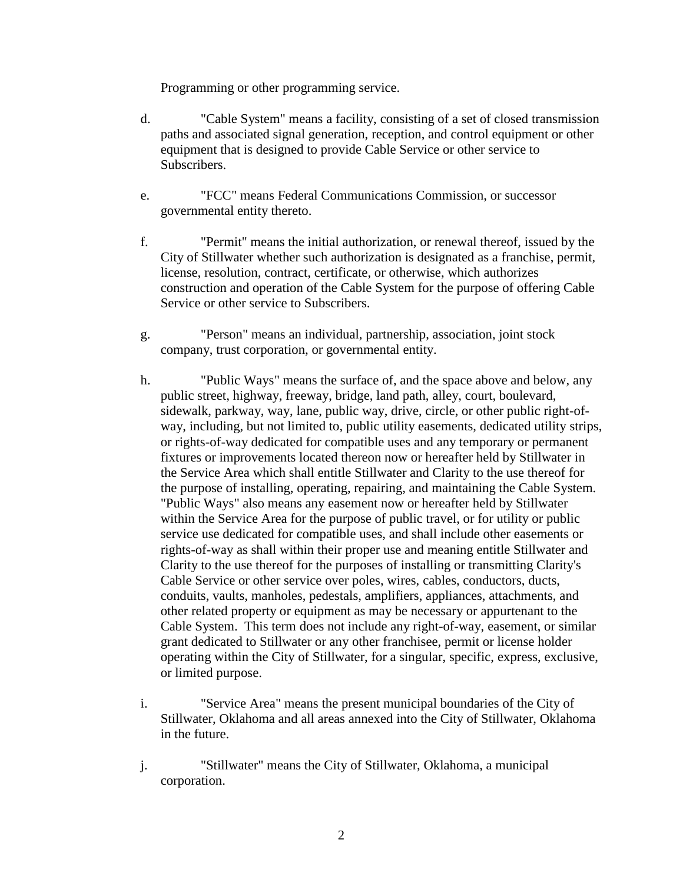Programming or other programming service.

d. "Cable System" means a facility, consisting of a set of closed transmission paths and associated signal generation, reception, and control equipment or other equipment that is designed to provide Cable Service or other service to Subscribers.

e. "FCC" means Federal Communications Commission, or successor governmental entity thereto.

f. "Permit" means the initial authorization, or renewal thereof, issued by the City of Stillwater whether such authorization is designated as a franchise, permit, license, resolution, contract, certificate, or otherwise, which authorizes construction and operation of the Cable System for the purpose of offering Cable Service or other service to Subscribers.

g. "Person" means an individual, partnership, association, joint stock company, trust corporation, or governmental entity.

h. "Public Ways" means the surface of, and the space above and below, any public street, highway, freeway, bridge, land path, alley, court, boulevard, sidewalk, parkway, way, lane, public way, drive, circle, or other public right-of-way, including, but not limited to, public utility easements, dedicated utility strips, or rights-of-way dedicated for compatible uses and any temporary or permanent fixtures or improvements located thereon now or hereafter held by Stillwater in the Service Area which shall entitle Stillwater and Clarity to the use thereof for the purpose of installing, operating, repairing, and maintaining the Cable System. "Public Ways" also means any easement now or hereafter held by Stillwater within the Service Area for the purpose of public travel, or for utility or public service use dedicated for compatible uses, and shall include other easements or rights-of-way as shall within their proper use and meaning entitle Stillwater and Clarity to the use thereof for the purposes of installing or transmitting Clarity's Cable Service or other service over poles, wires, cables, conductors, ducts, conduits, vaults, manholes, pedestals, amplifiers, appliances, attachments, and other related property or equipment as may be necessary or appurtenant to the Cable System. This term does not include any right-of-way, easement, or similar grant dedicated to Stillwater or any other franchisee, permit or license holder operating within the City of Stillwater, for a singular, specific, express, exclusive, or limited purpose.

i. "Service Area" means the present municipal boundaries of the City of Stillwater, Oklahoma and all areas annexed into the City of Stillwater, Oklahoma in the future.

j. "Stillwater" means the City of Stillwater, Oklahoma, a municipal corporation.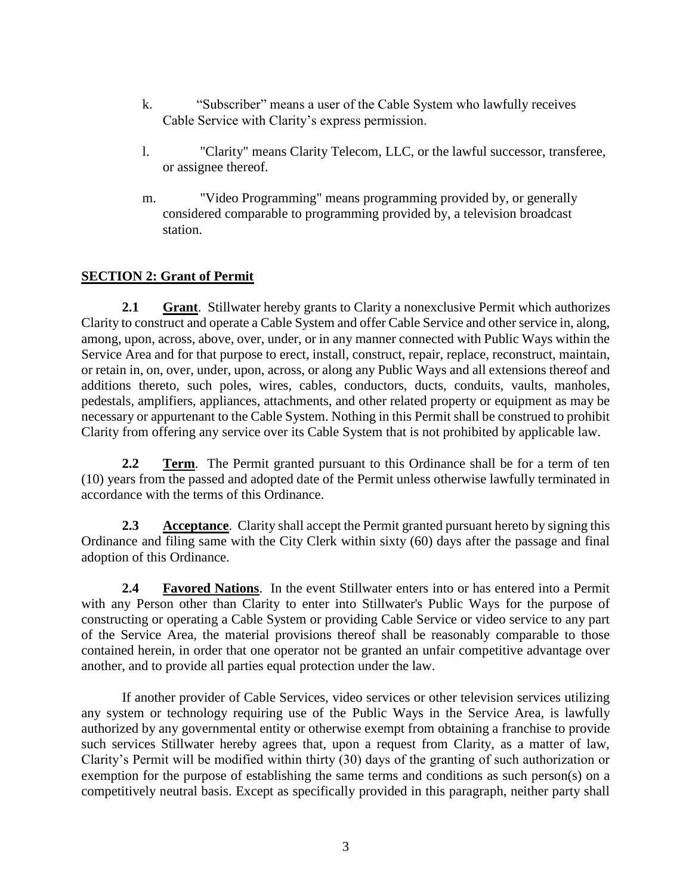k. "Subscriber" means a user of the Cable System who lawfully receives Cable Service with Clarity's express permission.

l. "Clarity" means Clarity Telecom, LLC, or the lawful successor, transferee, or assignee thereof.

m. "Video Programming" means programming provided by, or generally considered comparable to programming provided by, a television broadcast station.

## SECTION 2: Grant of Permit

**2.1 Grant**. Stillwater hereby grants to Clarity a nonexclusive Permit which authorizes Clarity to construct and operate a Cable System and offer Cable Service and other service in, along, among, upon, across, above, over, under, or in any manner connected with Public Ways within the Service Area and for that purpose to erect, install, construct, repair, replace, reconstruct, maintain, or retain in, on, over, under, upon, across, or along any Public Ways and all extensions thereof and additions thereto, such poles, wires, cables, conductors, ducts, conduits, vaults, manholes, pedestals, amplifiers, appliances, attachments, and other related property or equipment as may be necessary or appurtenant to the Cable System. Nothing in this Permit shall be construed to prohibit Clarity from offering any service over its Cable System that is not prohibited by applicable law.

**2.2 Term**. The Permit granted pursuant to this Ordinance shall be for a term of ten (10) years from the passed and adopted date of the Permit unless otherwise lawfully terminated in accordance with the terms of this Ordinance.

**2.3 Acceptance**. Clarity shall accept the Permit granted pursuant hereto by signing this Ordinance and filing same with the City Clerk within sixty (60) days after the passage and final adoption of this Ordinance.

**2.4 Favored Nations**. In the event Stillwater enters into or has entered into a Permit with any Person other than Clarity to enter into Stillwater's Public Ways for the purpose of constructing or operating a Cable System or providing Cable Service or video service to any part of the Service Area, the material provisions thereof shall be reasonably comparable to those contained herein, in order that one operator not be granted an unfair competitive advantage over another, and to provide all parties equal protection under the law.

If another provider of Cable Services, video services or other television services utilizing any system or technology requiring use of the Public Ways in the Service Area, is lawfully authorized by any governmental entity or otherwise exempt from obtaining a franchise to provide such services Stillwater hereby agrees that, upon a request from Clarity, as a matter of law, Clarity's Permit will be modified within thirty (30) days of the granting of such authorization or exemption for the purpose of establishing the same terms and conditions as such person(s) on a competitively neutral basis. Except as specifically provided in this paragraph, neither party shall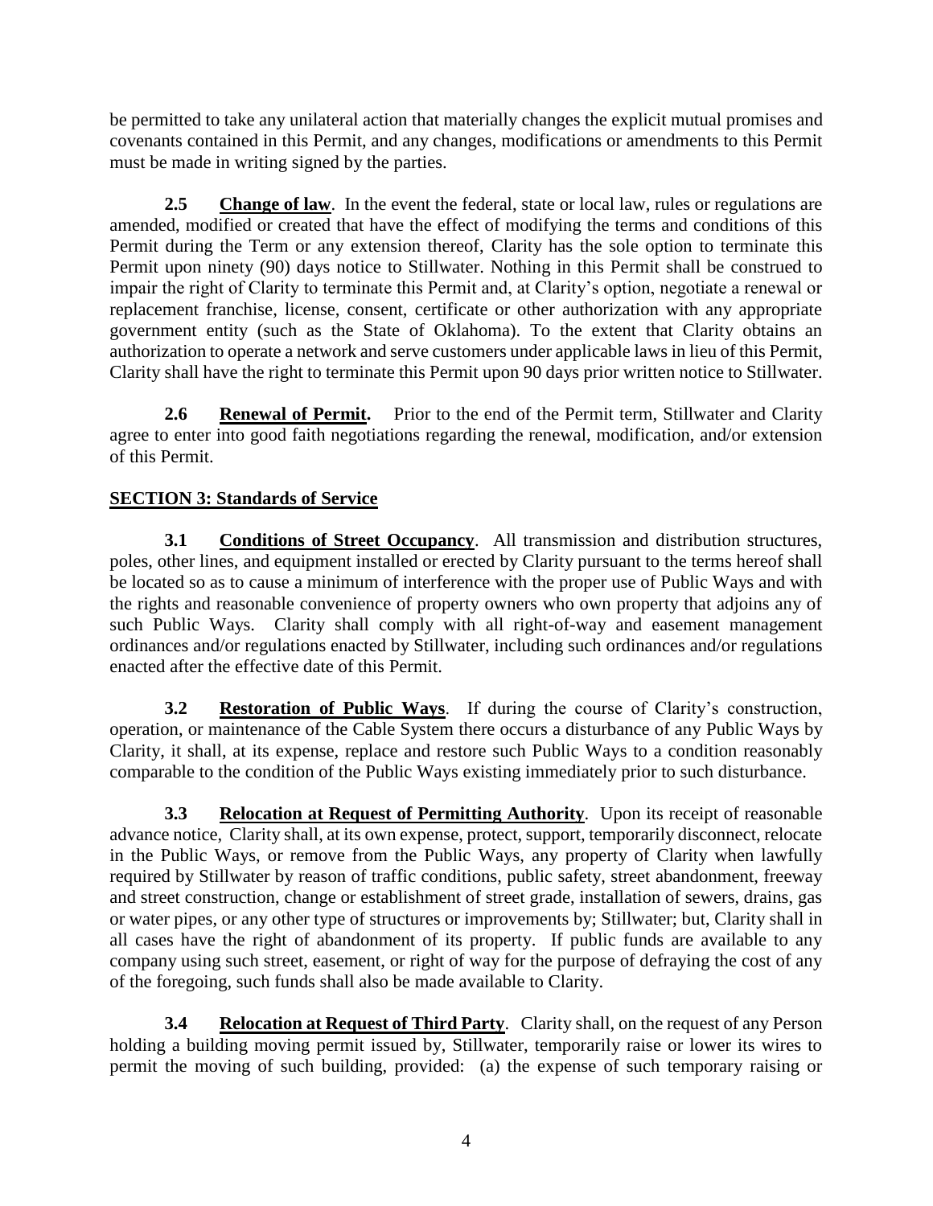be permitted to take any unilateral action that materially changes the explicit mutual promises and covenants contained in this Permit, and any changes, modifications or amendments to this Permit must be made in writing signed by the parties.

**2.5** **Change of law**. In the event the federal, state or local law, rules or regulations are amended, modified or created that have the effect of modifying the terms and conditions of this Permit during the Term or any extension thereof, Clarity has the sole option to terminate this Permit upon ninety (90) days notice to Stillwater. Nothing in this Permit shall be construed to impair the right of Clarity to terminate this Permit and, at Clarity's option, negotiate a renewal or replacement franchise, license, consent, certificate or other authorization with any appropriate government entity (such as the State of Oklahoma). To the extent that Clarity obtains an authorization to operate a network and serve customers under applicable laws in lieu of this Permit, Clarity shall have the right to terminate this Permit upon 90 days prior written notice to Stillwater.

**2.6** **Renewal of Permit.** Prior to the end of the Permit term, Stillwater and Clarity agree to enter into good faith negotiations regarding the renewal, modification, and/or extension of this Permit.

## SECTION 3: Standards of Service

**3.1** **Conditions of Street Occupancy**. All transmission and distribution structures, poles, other lines, and equipment installed or erected by Clarity pursuant to the terms hereof shall be located so as to cause a minimum of interference with the proper use of Public Ways and with the rights and reasonable convenience of property owners who own property that adjoins any of such Public Ways. Clarity shall comply with all right-of-way and easement management ordinances and/or regulations enacted by Stillwater, including such ordinances and/or regulations enacted after the effective date of this Permit.

**3.2** **Restoration of Public Ways**. If during the course of Clarity's construction, operation, or maintenance of the Cable System there occurs a disturbance of any Public Ways by Clarity, it shall, at its expense, replace and restore such Public Ways to a condition reasonably comparable to the condition of the Public Ways existing immediately prior to such disturbance.

**3.3** **Relocation at Request of Permitting Authority**. Upon its receipt of reasonable advance notice, Clarity shall, at its own expense, protect, support, temporarily disconnect, relocate in the Public Ways, or remove from the Public Ways, any property of Clarity when lawfully required by Stillwater by reason of traffic conditions, public safety, street abandonment, freeway and street construction, change or establishment of street grade, installation of sewers, drains, gas or water pipes, or any other type of structures or improvements by; Stillwater; but, Clarity shall in all cases have the right of abandonment of its property. If public funds are available to any company using such street, easement, or right of way for the purpose of defraying the cost of any of the foregoing, such funds shall also be made available to Clarity.

**3.4** **Relocation at Request of Third Party**. Clarity shall, on the request of any Person holding a building moving permit issued by, Stillwater, temporarily raise or lower its wires to permit the moving of such building, provided: (a) the expense of such temporary raising or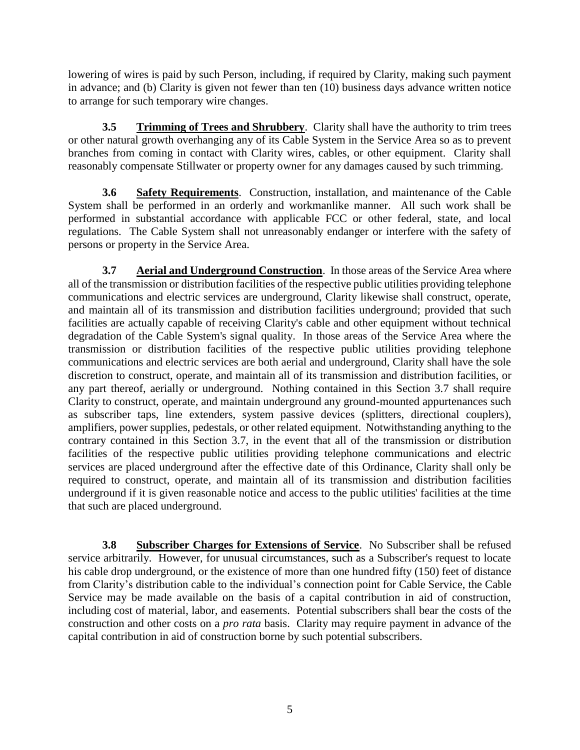lowering of wires is paid by such Person, including, if required by Clarity, making such payment in advance; and (b) Clarity is given not fewer than ten (10) business days advance written notice to arrange for such temporary wire changes.

**3.5 Trimming of Trees and Shrubbery**. Clarity shall have the authority to trim trees or other natural growth overhanging any of its Cable System in the Service Area so as to prevent branches from coming in contact with Clarity wires, cables, or other equipment. Clarity shall reasonably compensate Stillwater or property owner for any damages caused by such trimming.

**3.6 Safety Requirements**. Construction, installation, and maintenance of the Cable System shall be performed in an orderly and workmanlike manner. All such work shall be performed in substantial accordance with applicable FCC or other federal, state, and local regulations. The Cable System shall not unreasonably endanger or interfere with the safety of persons or property in the Service Area.

**3.7 Aerial and Underground Construction**. In those areas of the Service Area where all of the transmission or distribution facilities of the respective public utilities providing telephone communications and electric services are underground, Clarity likewise shall construct, operate, and maintain all of its transmission and distribution facilities underground; provided that such facilities are actually capable of receiving Clarity's cable and other equipment without technical degradation of the Cable System's signal quality. In those areas of the Service Area where the transmission or distribution facilities of the respective public utilities providing telephone communications and electric services are both aerial and underground, Clarity shall have the sole discretion to construct, operate, and maintain all of its transmission and distribution facilities, or any part thereof, aerially or underground. Nothing contained in this Section 3.7 shall require Clarity to construct, operate, and maintain underground any ground-mounted appurtenances such as subscriber taps, line extenders, system passive devices (splitters, directional couplers), amplifiers, power supplies, pedestals, or other related equipment. Notwithstanding anything to the contrary contained in this Section 3.7, in the event that all of the transmission or distribution facilities of the respective public utilities providing telephone communications and electric services are placed underground after the effective date of this Ordinance, Clarity shall only be required to construct, operate, and maintain all of its transmission and distribution facilities underground if it is given reasonable notice and access to the public utilities' facilities at the time that such are placed underground.

**3.8 Subscriber Charges for Extensions of Service**. No Subscriber shall be refused service arbitrarily. However, for unusual circumstances, such as a Subscriber's request to locate his cable drop underground, or the existence of more than one hundred fifty (150) feet of distance from Clarity's distribution cable to the individual's connection point for Cable Service, the Cable Service may be made available on the basis of a capital contribution in aid of construction, including cost of material, labor, and easements. Potential subscribers shall bear the costs of the construction and other costs on a *pro rata* basis. Clarity may require payment in advance of the capital contribution in aid of construction borne by such potential subscribers.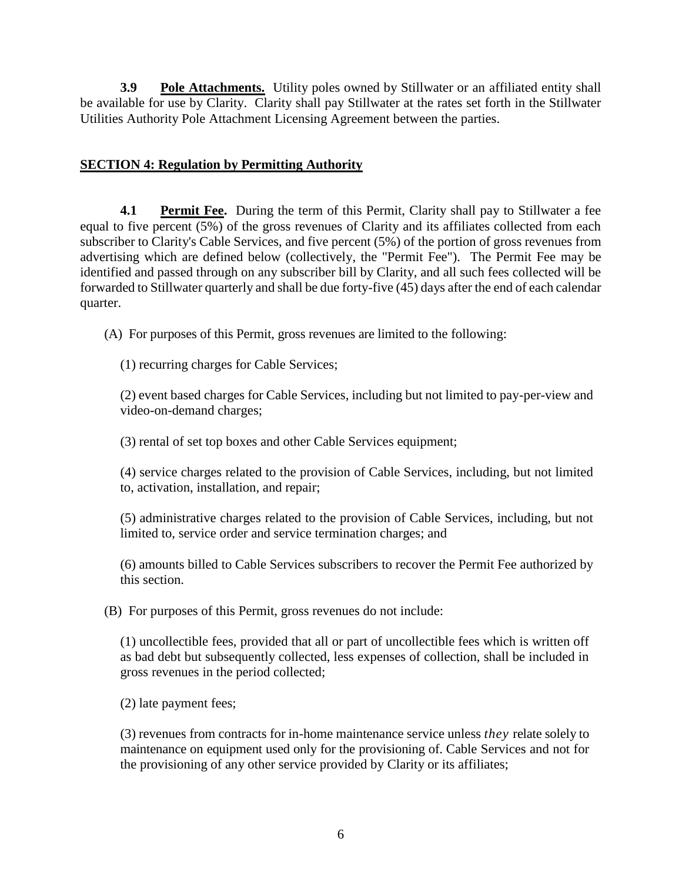**3.9 Pole Attachments.** Utility poles owned by Stillwater or an affiliated entity shall be available for use by Clarity. Clarity shall pay Stillwater at the rates set forth in the Stillwater Utilities Authority Pole Attachment Licensing Agreement between the parties.

## SECTION 4: Regulation by Permitting Authority

**4.1 Permit Fee.** During the term of this Permit, Clarity shall pay to Stillwater a fee equal to five percent (5%) of the gross revenues of Clarity and its affiliates collected from each subscriber to Clarity's Cable Services, and five percent (5%) of the portion of gross revenues from advertising which are defined below (collectively, the "Permit Fee"). The Permit Fee may be identified and passed through on any subscriber bill by Clarity, and all such fees collected will be forwarded to Stillwater quarterly and shall be due forty-five (45) days after the end of each calendar quarter.

(A) For purposes of this Permit, gross revenues are limited to the following:

(1) recurring charges for Cable Services;

(2) event based charges for Cable Services, including but not limited to pay-per-view and video-on-demand charges;

(3) rental of set top boxes and other Cable Services equipment;

(4) service charges related to the provision of Cable Services, including, but not limited to, activation, installation, and repair;

(5) administrative charges related to the provision of Cable Services, including, but not limited to, service order and service termination charges; and

(6) amounts billed to Cable Services subscribers to recover the Permit Fee authorized by this section.

(B) For purposes of this Permit, gross revenues do not include:

(1) uncollectible fees, provided that all or part of uncollectible fees which is written off as bad debt but subsequently collected, less expenses of collection, shall be included in gross revenues in the period collected;

(2) late payment fees;

(3) revenues from contracts for in-home maintenance service unless *they* relate solely to maintenance on equipment used only for the provisioning of. Cable Services and not for the provisioning of any other service provided by Clarity or its affiliates;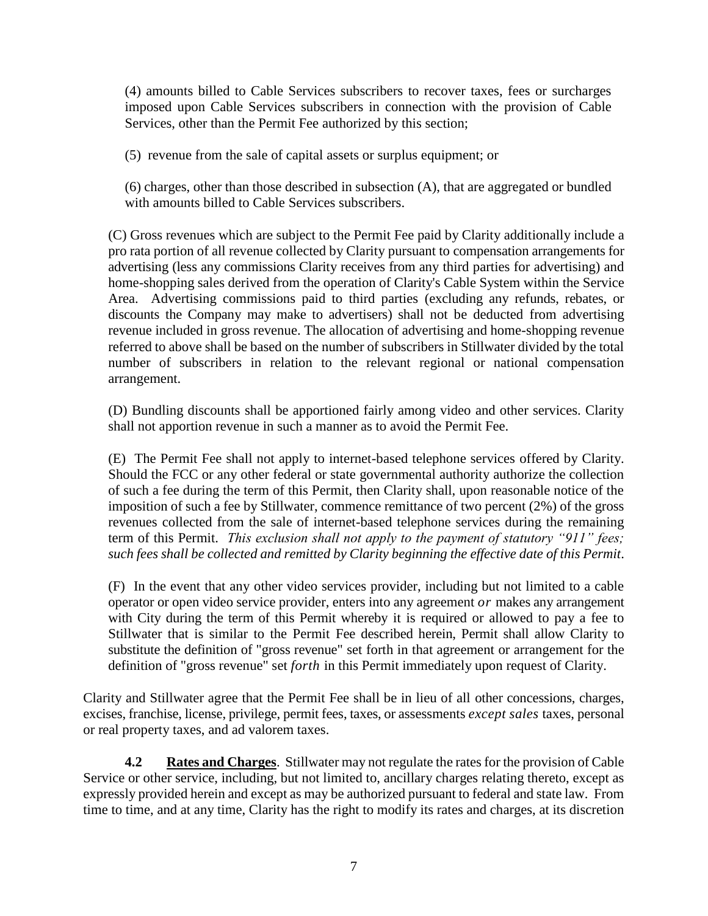(4) amounts billed to Cable Services subscribers to recover taxes, fees or surcharges imposed upon Cable Services subscribers in connection with the provision of Cable Services, other than the Permit Fee authorized by this section;

(5) revenue from the sale of capital assets or surplus equipment; or

(6) charges, other than those described in subsection (A), that are aggregated or bundled with amounts billed to Cable Services subscribers.

(C) Gross revenues which are subject to the Permit Fee paid by Clarity additionally include a pro rata portion of all revenue collected by Clarity pursuant to compensation arrangements for advertising (less any commissions Clarity receives from any third parties for advertising) and home-shopping sales derived from the operation of Clarity's Cable System within the Service Area. Advertising commissions paid to third parties (excluding any refunds, rebates, or discounts the Company may make to advertisers) shall not be deducted from advertising revenue included in gross revenue. The allocation of advertising and home-shopping revenue referred to above shall be based on the number of subscribers in Stillwater divided by the total number of subscribers in relation to the relevant regional or national compensation arrangement.

(D) Bundling discounts shall be apportioned fairly among video and other services. Clarity shall not apportion revenue in such a manner as to avoid the Permit Fee.

(E) The Permit Fee shall not apply to internet-based telephone services offered by Clarity. Should the FCC or any other federal or state governmental authority authorize the collection of such a fee during the term of this Permit, then Clarity shall, upon reasonable notice of the imposition of such a fee by Stillwater, commence remittance of two percent (2%) of the gross revenues collected from the sale of internet-based telephone services during the remaining term of this Permit. *This exclusion shall not apply to the payment of statutory "911" fees; such fees shall be collected and remitted by Clarity beginning the effective date of this Permit*.

(F) In the event that any other video services provider, including but not limited to a cable operator or open video service provider, enters into any agreement *or* makes any arrangement with City during the term of this Permit whereby it is required or allowed to pay a fee to Stillwater that is similar to the Permit Fee described herein, Permit shall allow Clarity to substitute the definition of "gross revenue" set forth in that agreement or arrangement for the definition of "gross revenue" set *forth* in this Permit immediately upon request of Clarity.

Clarity and Stillwater agree that the Permit Fee shall be in lieu of all other concessions, charges, excises, franchise, license, privilege, permit fees, taxes, or assessments *except sales* taxes, personal or real property taxes, and ad valorem taxes.

**4.2 Rates and Charges**. Stillwater may not regulate the rates for the provision of Cable Service or other service, including, but not limited to, ancillary charges relating thereto, except as expressly provided herein and except as may be authorized pursuant to federal and state law. From time to time, and at any time, Clarity has the right to modify its rates and charges, at its discretion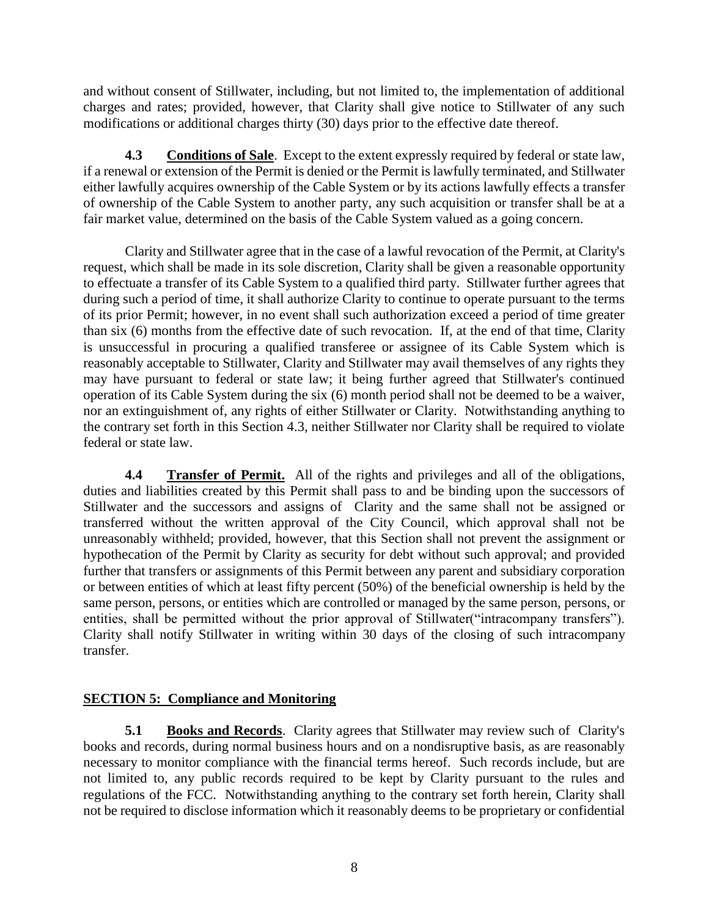and without consent of Stillwater, including, but not limited to, the implementation of additional charges and rates; provided, however, that Clarity shall give notice to Stillwater of any such modifications or additional charges thirty (30) days prior to the effective date thereof.

**4.3 Conditions of Sale**. Except to the extent expressly required by federal or state law, if a renewal or extension of the Permit is denied or the Permit is lawfully terminated, and Stillwater either lawfully acquires ownership of the Cable System or by its actions lawfully effects a transfer of ownership of the Cable System to another party, any such acquisition or transfer shall be at a fair market value, determined on the basis of the Cable System valued as a going concern.

Clarity and Stillwater agree that in the case of a lawful revocation of the Permit, at Clarity's request, which shall be made in its sole discretion, Clarity shall be given a reasonable opportunity to effectuate a transfer of its Cable System to a qualified third party. Stillwater further agrees that during such a period of time, it shall authorize Clarity to continue to operate pursuant to the terms of its prior Permit; however, in no event shall such authorization exceed a period of time greater than six (6) months from the effective date of such revocation. If, at the end of that time, Clarity is unsuccessful in procuring a qualified transferee or assignee of its Cable System which is reasonably acceptable to Stillwater, Clarity and Stillwater may avail themselves of any rights they may have pursuant to federal or state law; it being further agreed that Stillwater's continued operation of its Cable System during the six (6) month period shall not be deemed to be a waiver, nor an extinguishment of, any rights of either Stillwater or Clarity. Notwithstanding anything to the contrary set forth in this Section 4.3, neither Stillwater nor Clarity shall be required to violate federal or state law.

**4.4 Transfer of Permit.** All of the rights and privileges and all of the obligations, duties and liabilities created by this Permit shall pass to and be binding upon the successors of Stillwater and the successors and assigns of Clarity and the same shall not be assigned or transferred without the written approval of the City Council, which approval shall not be unreasonably withheld; provided, however, that this Section shall not prevent the assignment or hypothecation of the Permit by Clarity as security for debt without such approval; and provided further that transfers or assignments of this Permit between any parent and subsidiary corporation or between entities of which at least fifty percent (50%) of the beneficial ownership is held by the same person, persons, or entities which are controlled or managed by the same person, persons, or entities, shall be permitted without the prior approval of Stillwater("intracompany transfers"). Clarity shall notify Stillwater in writing within 30 days of the closing of such intracompany transfer.

## SECTION 5: Compliance and Monitoring

**5.1 Books and Records**. Clarity agrees that Stillwater may review such of Clarity's books and records, during normal business hours and on a nondisruptive basis, as are reasonably necessary to monitor compliance with the financial terms hereof. Such records include, but are not limited to, any public records required to be kept by Clarity pursuant to the rules and regulations of the FCC. Notwithstanding anything to the contrary set forth herein, Clarity shall not be required to disclose information which it reasonably deems to be proprietary or confidential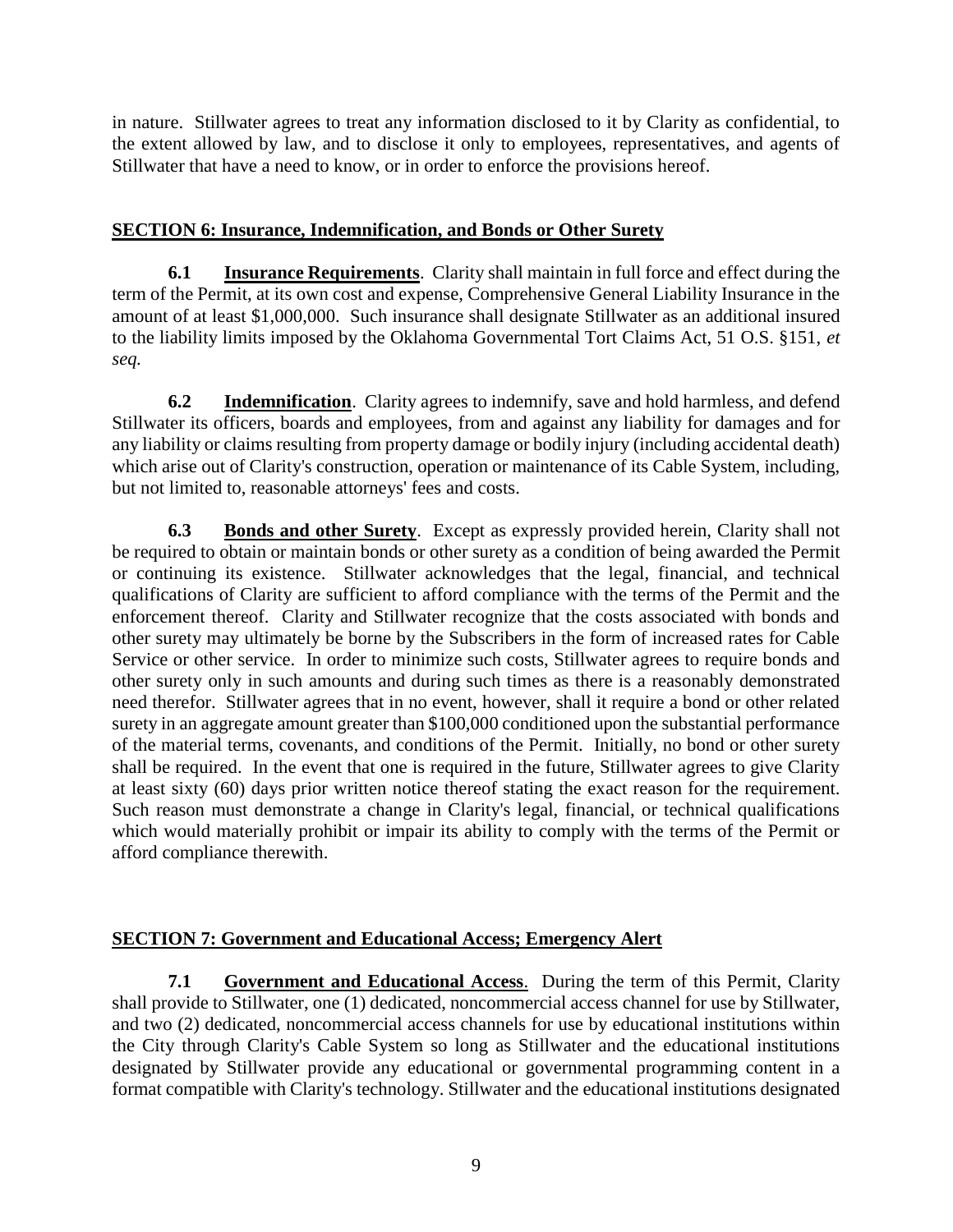in nature. Stillwater agrees to treat any information disclosed to it by Clarity as confidential, to the extent allowed by law, and to disclose it only to employees, representatives, and agents of Stillwater that have a need to know, or in order to enforce the provisions hereof.

## SECTION 6: Insurance, Indemnification, and Bonds or Other Surety

**6.1 Insurance Requirements**. Clarity shall maintain in full force and effect during the term of the Permit, at its own cost and expense, Comprehensive General Liability Insurance in the amount of at least $1,000,000. Such insurance shall designate Stillwater as an additional insured to the liability limits imposed by the Oklahoma Governmental Tort Claims Act, 51 O.S. §151, *et seq.*

**6.2 Indemnification**. Clarity agrees to indemnify, save and hold harmless, and defend Stillwater its officers, boards and employees, from and against any liability for damages and for any liability or claims resulting from property damage or bodily injury (including accidental death) which arise out of Clarity's construction, operation or maintenance of its Cable System, including, but not limited to, reasonable attorneys' fees and costs.

**6.3 Bonds and other Surety**. Except as expressly provided herein, Clarity shall not be required to obtain or maintain bonds or other surety as a condition of being awarded the Permit or continuing its existence. Stillwater acknowledges that the legal, financial, and technical qualifications of Clarity are sufficient to afford compliance with the terms of the Permit and the enforcement thereof. Clarity and Stillwater recognize that the costs associated with bonds and other surety may ultimately be borne by the Subscribers in the form of increased rates for Cable Service or other service. In order to minimize such costs, Stillwater agrees to require bonds and other surety only in such amounts and during such times as there is a reasonably demonstrated need therefor. Stillwater agrees that in no event, however, shall it require a bond or other related surety in an aggregate amount greater than $100,000 conditioned upon the substantial performance of the material terms, covenants, and conditions of the Permit. Initially, no bond or other surety shall be required. In the event that one is required in the future, Stillwater agrees to give Clarity at least sixty (60) days prior written notice thereof stating the exact reason for the requirement. Such reason must demonstrate a change in Clarity's legal, financial, or technical qualifications which would materially prohibit or impair its ability to comply with the terms of the Permit or afford compliance therewith.

## SECTION 7: Government and Educational Access; Emergency Alert

**7.1 Government and Educational Access**. During the term of this Permit, Clarity shall provide to Stillwater, one (1) dedicated, noncommercial access channel for use by Stillwater, and two (2) dedicated, noncommercial access channels for use by educational institutions within the City through Clarity's Cable System so long as Stillwater and the educational institutions designated by Stillwater provide any educational or governmental programming content in a format compatible with Clarity's technology. Stillwater and the educational institutions designated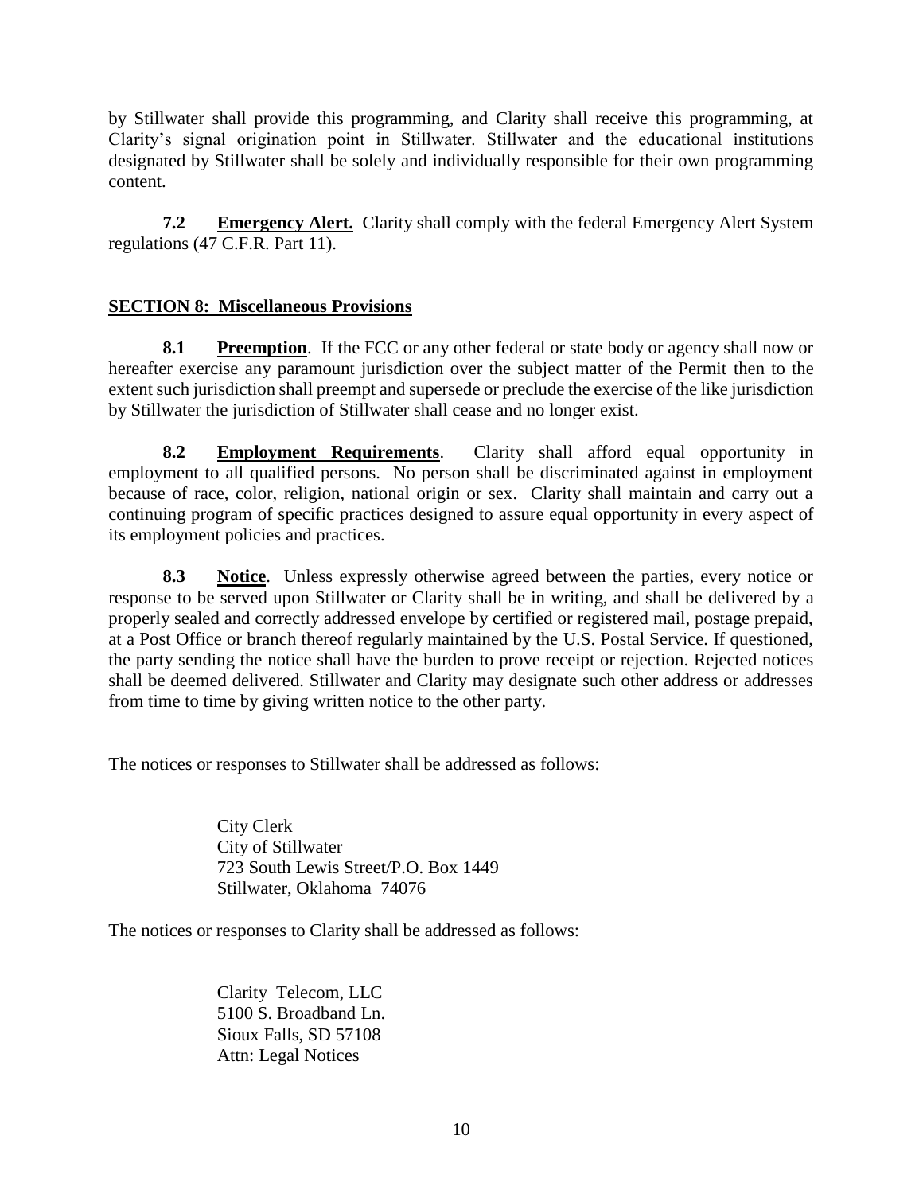by Stillwater shall provide this programming, and Clarity shall receive this programming, at Clarity's signal origination point in Stillwater. Stillwater and the educational institutions designated by Stillwater shall be solely and individually responsible for their own programming content.

**7.2 Emergency Alert.** Clarity shall comply with the federal Emergency Alert System regulations (47 C.F.R. Part 11).

## SECTION 8: Miscellaneous Provisions

**8.1 Preemption**. If the FCC or any other federal or state body or agency shall now or hereafter exercise any paramount jurisdiction over the subject matter of the Permit then to the extent such jurisdiction shall preempt and supersede or preclude the exercise of the like jurisdiction by Stillwater the jurisdiction of Stillwater shall cease and no longer exist.

**8.2 Employment Requirements**. Clarity shall afford equal opportunity in employment to all qualified persons. No person shall be discriminated against in employment because of race, color, religion, national origin or sex. Clarity shall maintain and carry out a continuing program of specific practices designed to assure equal opportunity in every aspect of its employment policies and practices.

**8.3 Notice**. Unless expressly otherwise agreed between the parties, every notice or response to be served upon Stillwater or Clarity shall be in writing, and shall be delivered by a properly sealed and correctly addressed envelope by certified or registered mail, postage prepaid, at a Post Office or branch thereof regularly maintained by the U.S. Postal Service. If questioned, the party sending the notice shall have the burden to prove receipt or rejection. Rejected notices shall be deemed delivered. Stillwater and Clarity may designate such other address or addresses from time to time by giving written notice to the other party.

The notices or responses to Stillwater shall be addressed as follows:

City Clerk
City of Stillwater
723 South Lewis Street/P.O. Box 1449
Stillwater, Oklahoma 74076

The notices or responses to Clarity shall be addressed as follows:

Clarity Telecom, LLC
5100 S. Broadband Ln.
Sioux Falls, SD 57108
Attn: Legal Notices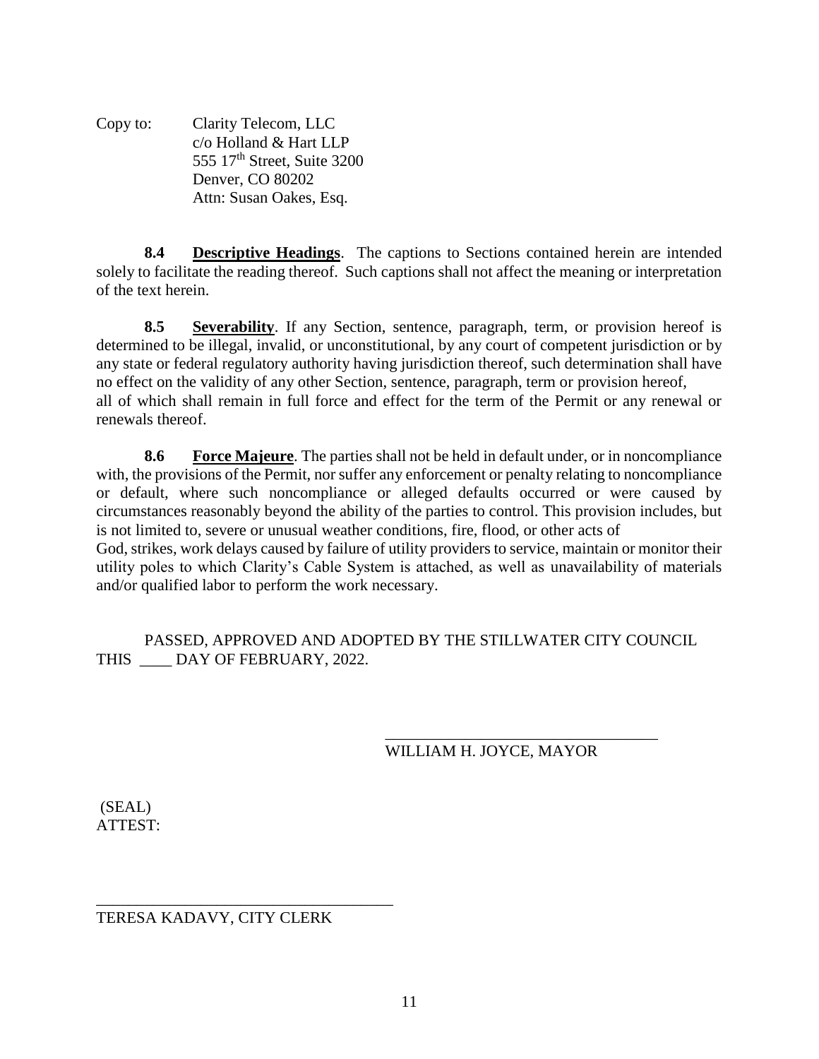Copy to: Clarity Telecom, LLC
c/o Holland & Hart LLP
555 17th Street, Suite 3200
Denver, CO 80202
Attn: Susan Oakes, Esq.

**8.4** **Descriptive Headings**. The captions to Sections contained herein are intended solely to facilitate the reading thereof. Such captions shall not affect the meaning or interpretation of the text herein.

**8.5** **Severability**. If any Section, sentence, paragraph, term, or provision hereof is determined to be illegal, invalid, or unconstitutional, by any court of competent jurisdiction or by any state or federal regulatory authority having jurisdiction thereof, such determination shall have no effect on the validity of any other Section, sentence, paragraph, term or provision hereof, all of which shall remain in full force and effect for the term of the Permit or any renewal or renewals thereof.

**8.6** **Force Majeure**. The parties shall not be held in default under, or in noncompliance with, the provisions of the Permit, nor suffer any enforcement or penalty relating to noncompliance or default, where such noncompliance or alleged defaults occurred or were caused by circumstances reasonably beyond the ability of the parties to control. This provision includes, but is not limited to, severe or unusual weather conditions, fire, flood, or other acts of God, strikes, work delays caused by failure of utility providers to service, maintain or monitor their utility poles to which Clarity's Cable System is attached, as well as unavailability of materials and/or qualified labor to perform the work necessary.

PASSED, APPROVED AND ADOPTED BY THE STILLWATER CITY COUNCIL THIS ____ DAY OF FEBRUARY, 2022.

__________________________________
WILLIAM H. JOYCE, MAYOR

(SEAL)
ATTEST:

____________________________________
TERESA KADAVY, CITY CLERK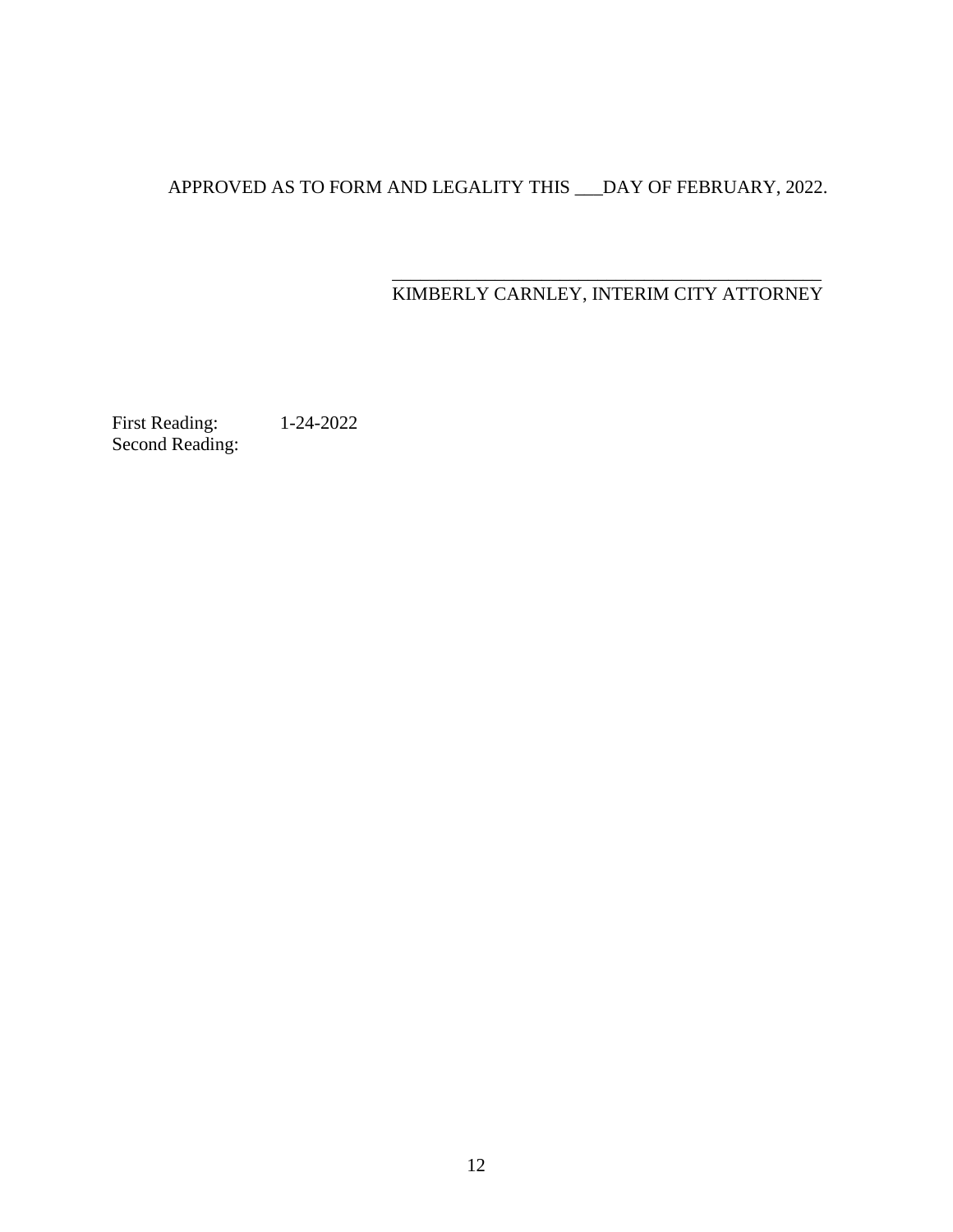APPROVED AS TO FORM AND LEGALITY THIS ___DAY OF FEBRUARY, 2022.

\_\_\_\_\_\_\_\_\_\_\_\_\_\_\_\_\_\_\_\_\_\_\_\_\_\_\_\_\_\_\_\_\_\_\_\_\_\_\_\_\_\_\_\_\_\_\_

KIMBERLY CARNLEY, INTERIM CITY ATTORNEY

First Reading: 1-24-2022
Second Reading: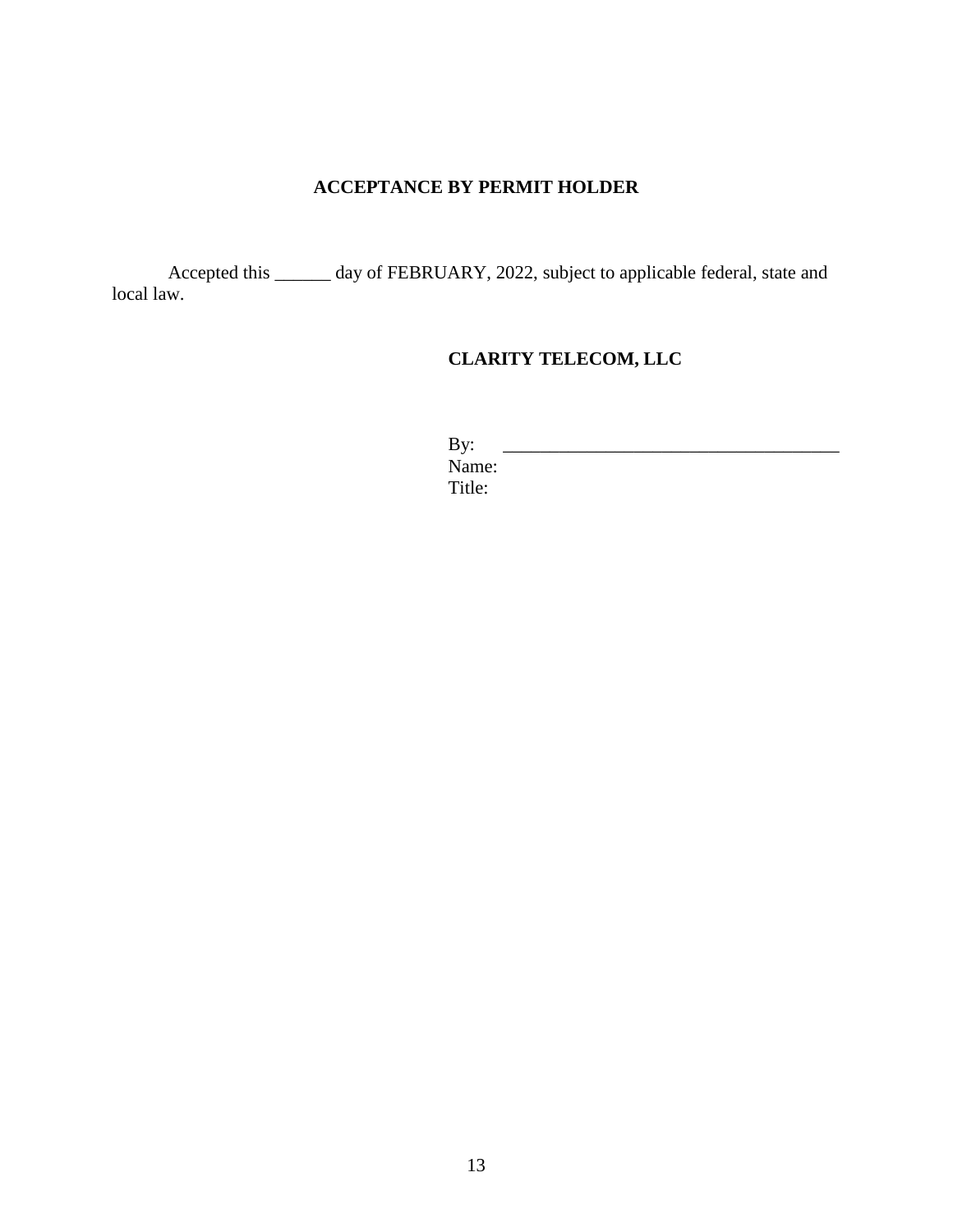**ACCEPTANCE BY PERMIT HOLDER**

Accepted this ______ day of FEBRUARY, 2022, subject to applicable federal, state and local law.

**CLARITY TELECOM, LLC**

By: _____________________________________
Name:
Title: